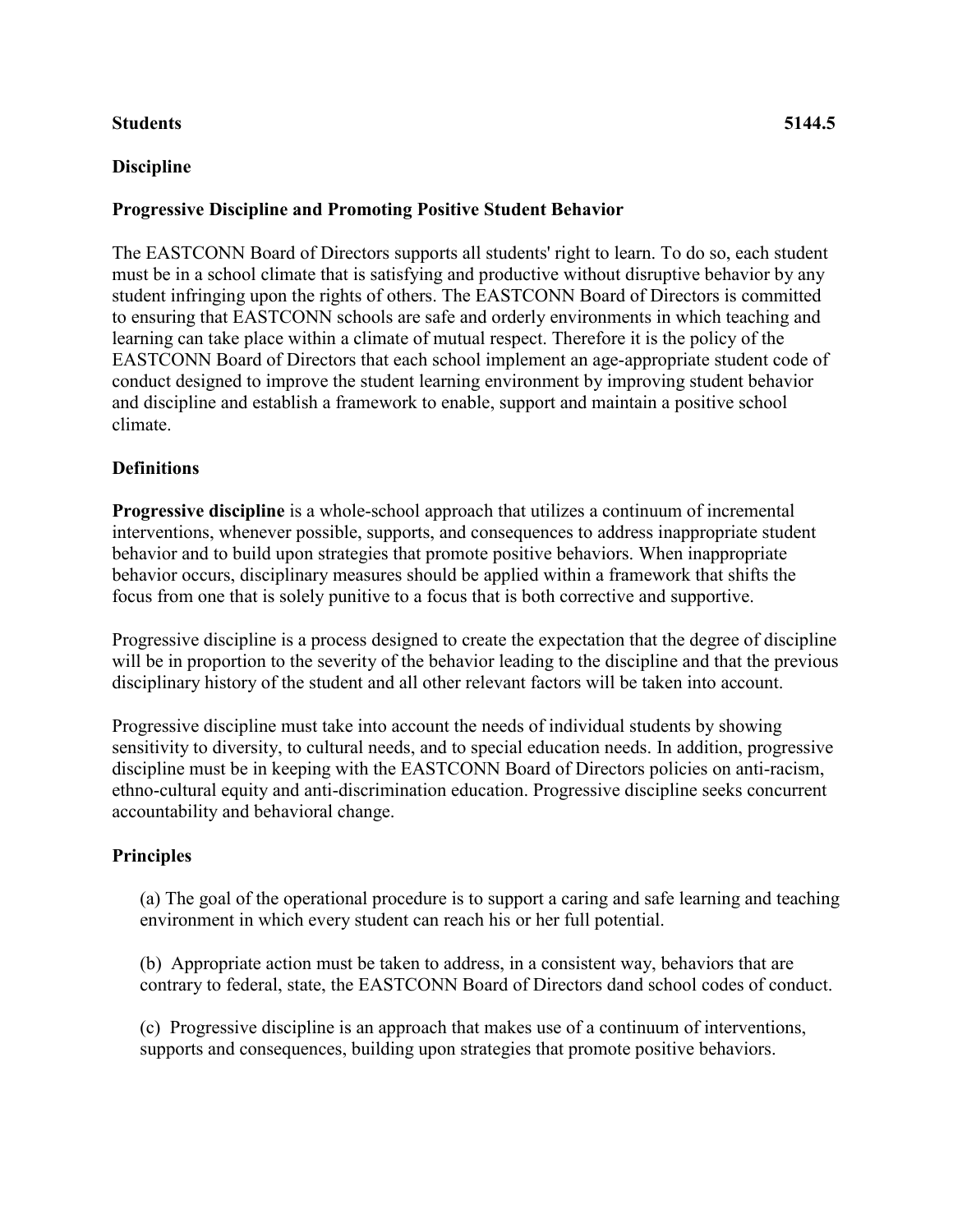**Students** **5144.5**

**Discipline**

**Progressive Discipline and Promoting Positive Student Behavior**

The EASTCONN Board of Directors supports all students' right to learn. To do so, each student must be in a school climate that is satisfying and productive without disruptive behavior by any student infringing upon the rights of others. The EASTCONN Board of Directors is committed to ensuring that EASTCONN schools are safe and orderly environments in which teaching and learning can take place within a climate of mutual respect. Therefore it is the policy of the EASTCONN Board of Directors that each school implement an age-appropriate student code of conduct designed to improve the student learning environment by improving student behavior and discipline and establish a framework to enable, support and maintain a positive school climate.

## Definitions

**Progressive discipline** is a whole-school approach that utilizes a continuum of incremental interventions, whenever possible, supports, and consequences to address inappropriate student behavior and to build upon strategies that promote positive behaviors. When inappropriate behavior occurs, disciplinary measures should be applied within a framework that shifts the focus from one that is solely punitive to a focus that is both corrective and supportive.

Progressive discipline is a process designed to create the expectation that the degree of discipline will be in proportion to the severity of the behavior leading to the discipline and that the previous disciplinary history of the student and all other relevant factors will be taken into account.

Progressive discipline must take into account the needs of individual students by showing sensitivity to diversity, to cultural needs, and to special education needs. In addition, progressive discipline must be in keeping with the EASTCONN Board of Directors policies on anti-racism, ethno-cultural equity and anti-discrimination education. Progressive discipline seeks concurrent accountability and behavioral change.

## Principles

(a) The goal of the operational procedure is to support a caring and safe learning and teaching environment in which every student can reach his or her full potential.

(b) Appropriate action must be taken to address, in a consistent way, behaviors that are contrary to federal, state, the EASTCONN Board of Directors dand school codes of conduct.

(c) Progressive discipline is an approach that makes use of a continuum of interventions, supports and consequences, building upon strategies that promote positive behaviors.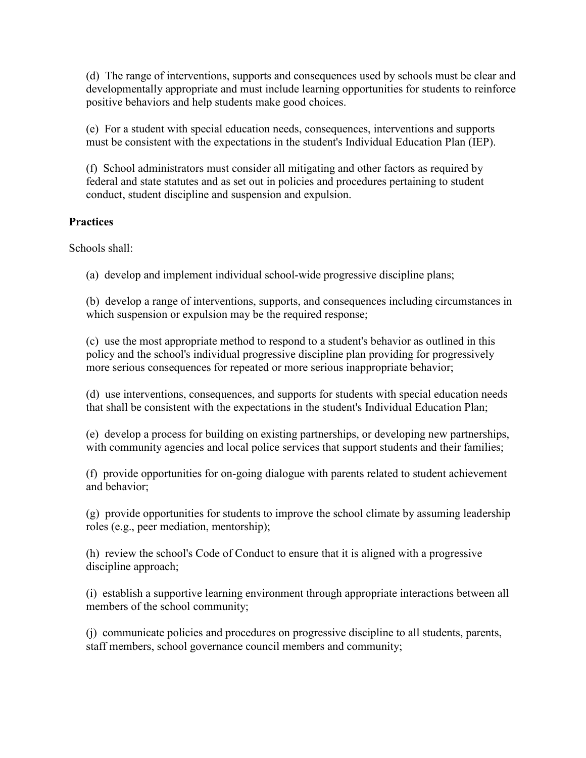(d) The range of interventions, supports and consequences used by schools must be clear and developmentally appropriate and must include learning opportunities for students to reinforce positive behaviors and help students make good choices.

(e) For a student with special education needs, consequences, interventions and supports must be consistent with the expectations in the student's Individual Education Plan (IEP).

(f) School administrators must consider all mitigating and other factors as required by federal and state statutes and as set out in policies and procedures pertaining to student conduct, student discipline and suspension and expulsion.

**Practices**

Schools shall:

(a) develop and implement individual school-wide progressive discipline plans;

(b) develop a range of interventions, supports, and consequences including circumstances in which suspension or expulsion may be the required response;

(c) use the most appropriate method to respond to a student's behavior as outlined in this policy and the school's individual progressive discipline plan providing for progressively more serious consequences for repeated or more serious inappropriate behavior;

(d) use interventions, consequences, and supports for students with special education needs that shall be consistent with the expectations in the student's Individual Education Plan;

(e) develop a process for building on existing partnerships, or developing new partnerships, with community agencies and local police services that support students and their families;

(f) provide opportunities for on-going dialogue with parents related to student achievement and behavior;

(g) provide opportunities for students to improve the school climate by assuming leadership roles (e.g., peer mediation, mentorship);

(h) review the school's Code of Conduct to ensure that it is aligned with a progressive discipline approach;

(i) establish a supportive learning environment through appropriate interactions between all members of the school community;

(j) communicate policies and procedures on progressive discipline to all students, parents, staff members, school governance council members and community;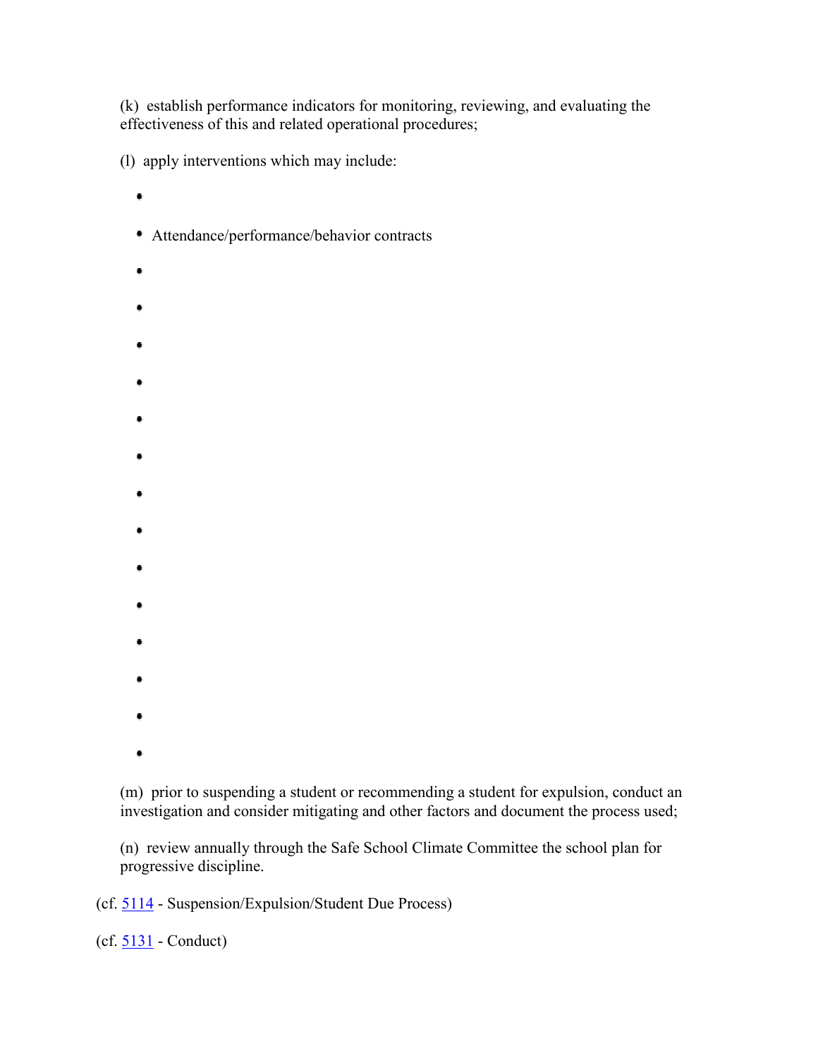(k) establish performance indicators for monitoring, reviewing, and evaluating the effectiveness of this and related operational procedures;

(l) apply interventions which may include:

- 
- Attendance/performance/behavior contracts
- 
- 
- 
- 
- 
- 
- 
- 
- 
- 
- 
- 
- 
- 

(m) prior to suspending a student or recommending a student for expulsion, conduct an investigation and consider mitigating and other factors and document the process used;

(n) review annually through the Safe School Climate Committee the school plan for progressive discipline.

(cf. 5114 - Suspension/Expulsion/Student Due Process)

(cf. 5131 - Conduct)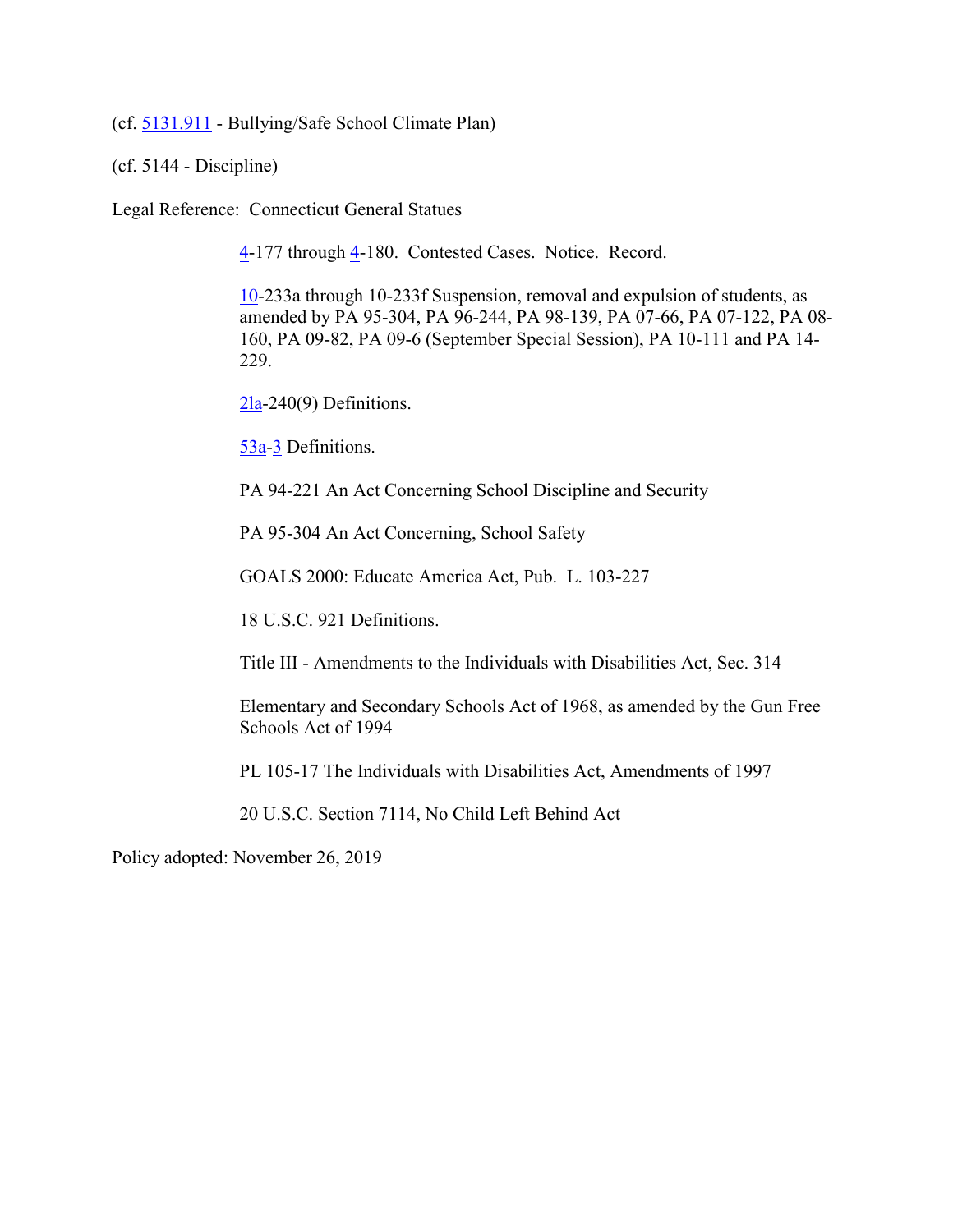(cf. 5131.911 - Bullying/Safe School Climate Plan)

(cf. 5144 - Discipline)

Legal Reference: Connecticut General Statues

4-177 through 4-180. Contested Cases. Notice. Record.

10-233a through 10-233f Suspension, removal and expulsion of students, as amended by PA 95-304, PA 96-244, PA 98-139, PA 07-66, PA 07-122, PA 08-160, PA 09-82, PA 09-6 (September Special Session), PA 10-111 and PA 14-229.

2la-240(9) Definitions.

53a-3 Definitions.

PA 94-221 An Act Concerning School Discipline and Security

PA 95-304 An Act Concerning, School Safety

GOALS 2000: Educate America Act, Pub. L. 103-227

18 U.S.C. 921 Definitions.

Title III - Amendments to the Individuals with Disabilities Act, Sec. 314

Elementary and Secondary Schools Act of 1968, as amended by the Gun Free Schools Act of 1994

PL 105-17 The Individuals with Disabilities Act, Amendments of 1997

20 U.S.C. Section 7114, No Child Left Behind Act

Policy adopted: November 26, 2019